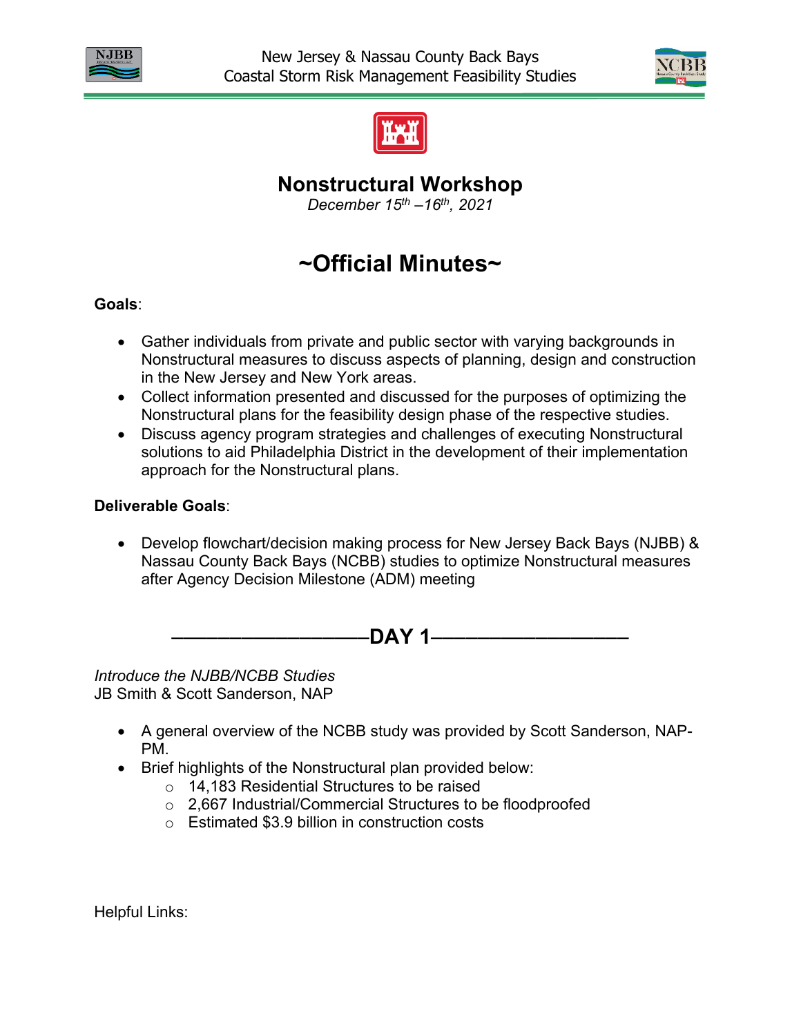# Nonstructural Workshop

*December 15th –16th, 2021*

# ~Official Minutes~

**Goals**:

- Gather individuals from private and public sector with varying backgrounds in Nonstructural measures to discuss aspects of planning, design and construction in the New Jersey and New York areas.
- Collect information presented and discussed for the purposes of optimizing the Nonstructural plans for the feasibility design phase of the respective studies.
- Discuss agency program strategies and challenges of executing Nonstructural solutions to aid Philadelphia District in the development of their implementation approach for the Nonstructural plans.

**Deliverable Goals**:

- Develop flowchart/decision making process for New Jersey Back Bays (NJBB) & Nassau County Back Bays (NCBB) studies to optimize Nonstructural measures after Agency Decision Milestone (ADM) meeting

## ——————————DAY 1——————————

*Introduce the NJBB/NCBB Studies*
JB Smith & Scott Sanderson, NAP

- A general overview of the NCBB study was provided by Scott Sanderson, NAP-PM.
- Brief highlights of the Nonstructural plan provided below:
  - 14,183 Residential Structures to be raised
  - 2,667 Industrial/Commercial Structures to be floodproofed
  - Estimated $3.9 billion in construction costs

Helpful Links: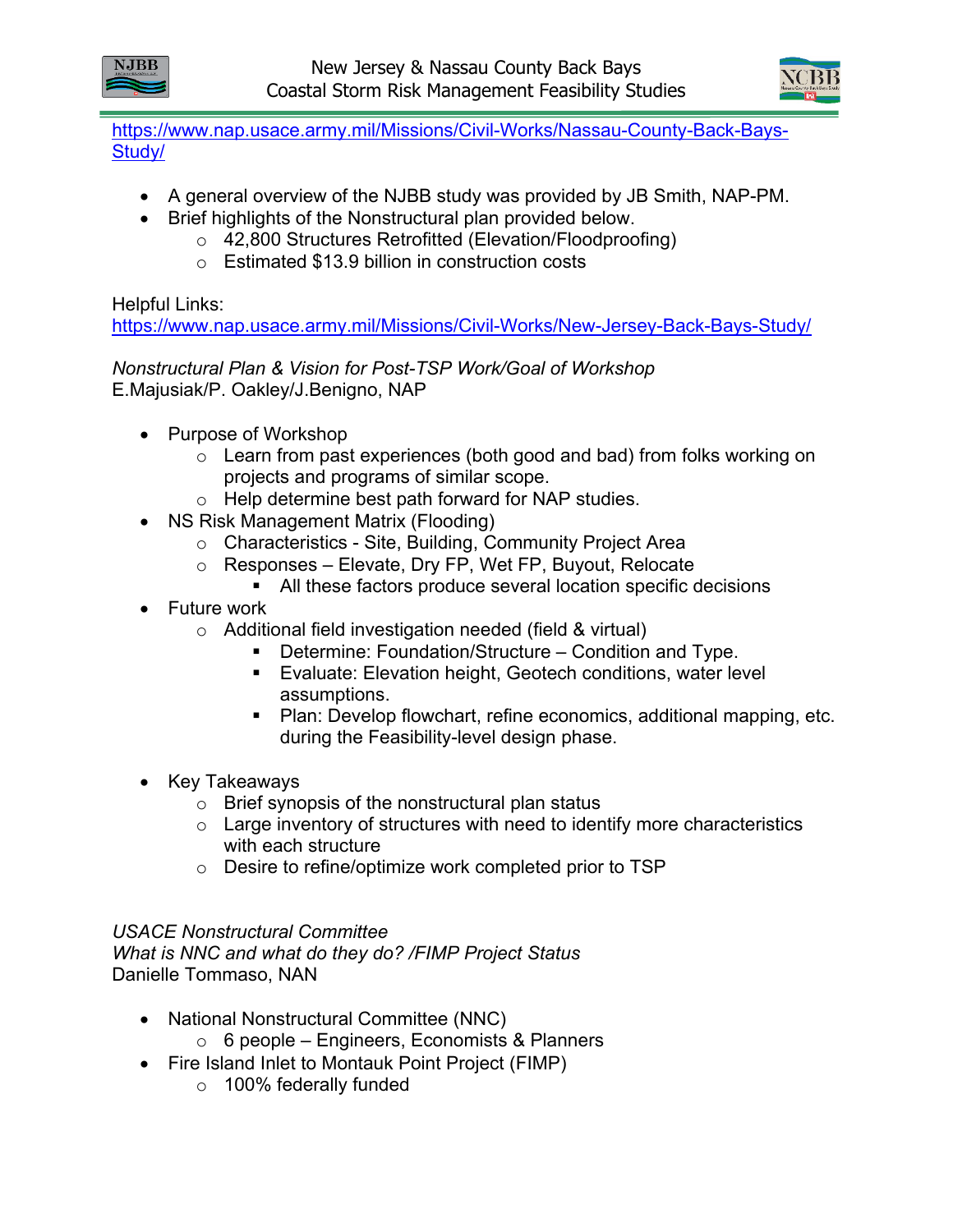https://www.nap.usace.army.mil/Missions/Civil-Works/Nassau-County-Back-Bays-Study/

- A general overview of the NJBB study was provided by JB Smith, NAP-PM.
- Brief highlights of the Nonstructural plan provided below.
  - 42,800 Structures Retrofitted (Elevation/Floodproofing)
  - Estimated $13.9 billion in construction costs

Helpful Links:
https://www.nap.usace.army.mil/Missions/Civil-Works/New-Jersey-Back-Bays-Study/

*Nonstructural Plan & Vision for Post-TSP Work/Goal of Workshop*
E.Majusiak/P. Oakley/J.Benigno, NAP

- Purpose of Workshop
  - Learn from past experiences (both good and bad) from folks working on projects and programs of similar scope.
  - Help determine best path forward for NAP studies.
- NS Risk Management Matrix (Flooding)
  - Characteristics - Site, Building, Community Project Area
  - Responses – Elevate, Dry FP, Wet FP, Buyout, Relocate
    - All these factors produce several location specific decisions
- Future work
  - Additional field investigation needed (field & virtual)
    - Determine: Foundation/Structure – Condition and Type.
    - Evaluate: Elevation height, Geotech conditions, water level assumptions.
    - Plan: Develop flowchart, refine economics, additional mapping, etc. during the Feasibility-level design phase.

- Key Takeaways
  - Brief synopsis of the nonstructural plan status
  - Large inventory of structures with need to identify more characteristics with each structure
  - Desire to refine/optimize work completed prior to TSP

*USACE Nonstructural Committee*
*What is NNC and what do they do? /FIMP Project Status*
Danielle Tommaso, NAN

- National Nonstructural Committee (NNC)
  - 6 people – Engineers, Economists & Planners
- Fire Island Inlet to Montauk Point Project (FIMP)
  - 100% federally funded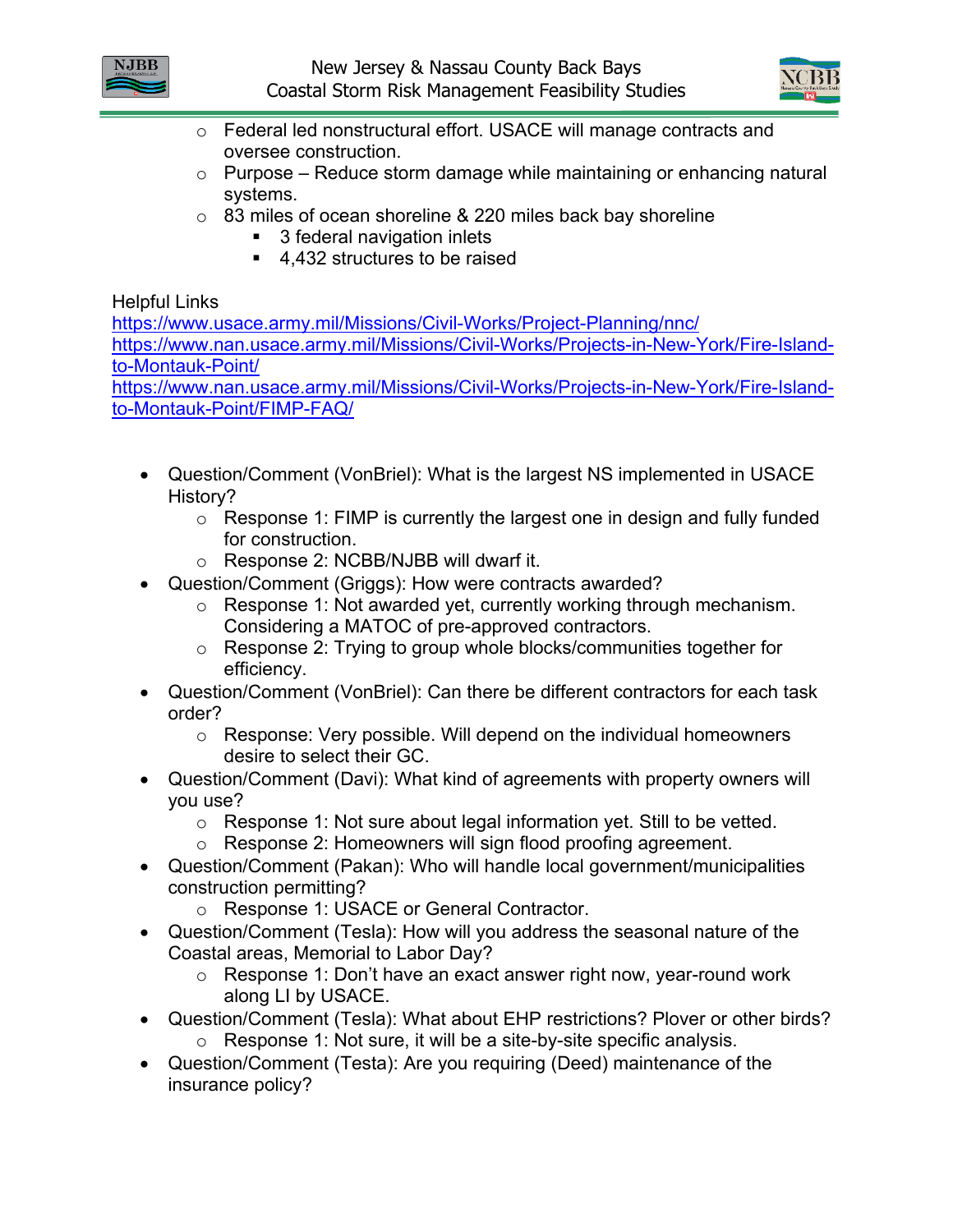- Federal led nonstructural effort. USACE will manage contracts and oversee construction.
  - Purpose – Reduce storm damage while maintaining or enhancing natural systems.
  - 83 miles of ocean shoreline & 220 miles back bay shoreline
    - 3 federal navigation inlets
    - 4,432 structures to be raised

Helpful Links
https://www.usace.army.mil/Missions/Civil-Works/Project-Planning/nnc/
https://www.nan.usace.army.mil/Missions/Civil-Works/Projects-in-New-York/Fire-Island-to-Montauk-Point/
https://www.nan.usace.army.mil/Missions/Civil-Works/Projects-in-New-York/Fire-Island-to-Montauk-Point/FIMP-FAQ/

- Question/Comment (VonBriel): What is the largest NS implemented in USACE History?
  - Response 1: FIMP is currently the largest one in design and fully funded for construction.
  - Response 2: NCBB/NJBB will dwarf it.
- Question/Comment (Griggs): How were contracts awarded?
  - Response 1: Not awarded yet, currently working through mechanism. Considering a MATOC of pre-approved contractors.
  - Response 2: Trying to group whole blocks/communities together for efficiency.
- Question/Comment (VonBriel): Can there be different contractors for each task order?
  - Response: Very possible. Will depend on the individual homeowners desire to select their GC.
- Question/Comment (Davi): What kind of agreements with property owners will you use?
  - Response 1: Not sure about legal information yet. Still to be vetted.
  - Response 2: Homeowners will sign flood proofing agreement.
- Question/Comment (Pakan): Who will handle local government/municipalities construction permitting?
  - Response 1: USACE or General Contractor.
- Question/Comment (Tesla): How will you address the seasonal nature of the Coastal areas, Memorial to Labor Day?
  - Response 1: Don't have an exact answer right now, year-round work along LI by USACE.
- Question/Comment (Tesla): What about EHP restrictions? Plover or other birds?
  - Response 1: Not sure, it will be a site-by-site specific analysis.
- Question/Comment (Testa): Are you requiring (Deed) maintenance of the insurance policy?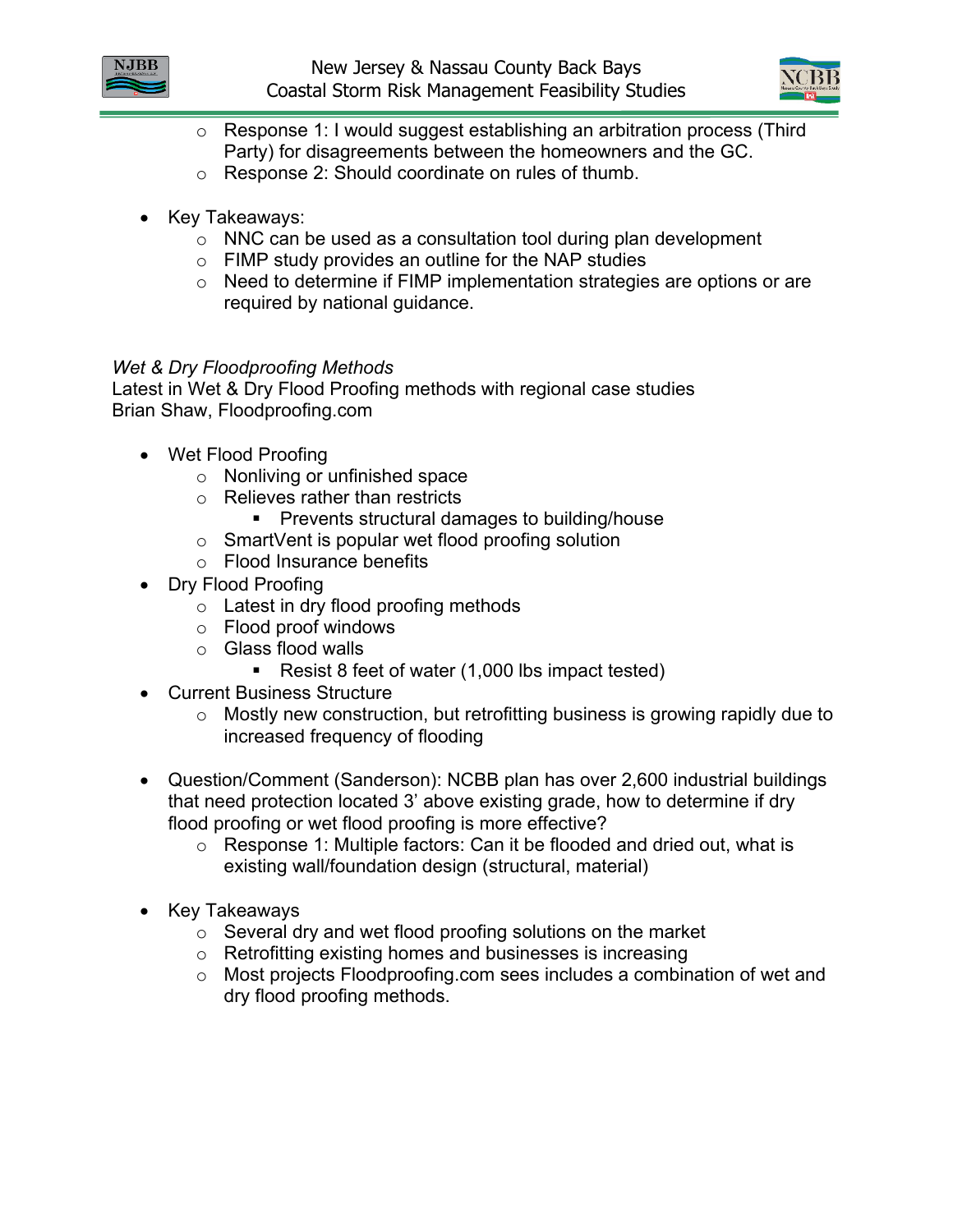- Response 1: I would suggest establishing an arbitration process (Third Party) for disagreements between the homeowners and the GC.
- Response 2: Should coordinate on rules of thumb.

- Key Takeaways:
  - NNC can be used as a consultation tool during plan development
  - FIMP study provides an outline for the NAP studies
  - Need to determine if FIMP implementation strategies are options or are required by national guidance.

*Wet & Dry Floodproofing Methods*
Latest in Wet & Dry Flood Proofing methods with regional case studies
Brian Shaw, Floodproofing.com

- Wet Flood Proofing
  - Nonliving or unfinished space
  - Relieves rather than restricts
    - Prevents structural damages to building/house
  - SmartVent is popular wet flood proofing solution
  - Flood Insurance benefits
- Dry Flood Proofing
  - Latest in dry flood proofing methods
  - Flood proof windows
  - Glass flood walls
    - Resist 8 feet of water (1,000 lbs impact tested)
- Current Business Structure
  - Mostly new construction, but retrofitting business is growing rapidly due to increased frequency of flooding

- Question/Comment (Sanderson): NCBB plan has over 2,600 industrial buildings that need protection located 3' above existing grade, how to determine if dry flood proofing or wet flood proofing is more effective?
  - Response 1: Multiple factors: Can it be flooded and dried out, what is existing wall/foundation design (structural, material)

- Key Takeaways
  - Several dry and wet flood proofing solutions on the market
  - Retrofitting existing homes and businesses is increasing
  - Most projects Floodproofing.com sees includes a combination of wet and dry flood proofing methods.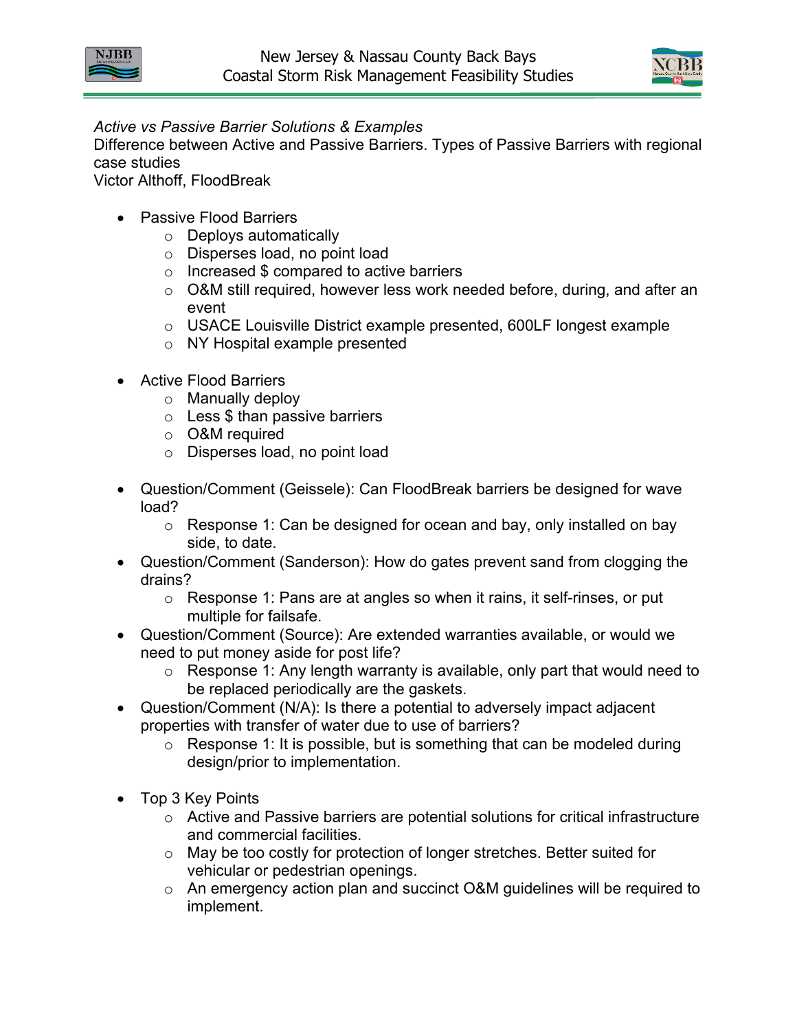*Active vs Passive Barrier Solutions & Examples*

Difference between Active and Passive Barriers. Types of Passive Barriers with regional case studies

Victor Althoff, FloodBreak

- Passive Flood Barriers
  - Deploys automatically
  - Disperses load, no point load
  - Increased $ compared to active barriers
  - O&M still required, however less work needed before, during, and after an event
  - USACE Louisville District example presented, 600LF longest example
  - NY Hospital example presented

- Active Flood Barriers
  - Manually deploy
  - Less $ than passive barriers
  - O&M required
  - Disperses load, no point load

- Question/Comment (Geissele): Can FloodBreak barriers be designed for wave load?
  - Response 1: Can be designed for ocean and bay, only installed on bay side, to date.
- Question/Comment (Sanderson): How do gates prevent sand from clogging the drains?
  - Response 1: Pans are at angles so when it rains, it self-rinses, or put multiple for failsafe.
- Question/Comment (Source): Are extended warranties available, or would we need to put money aside for post life?
  - Response 1: Any length warranty is available, only part that would need to be replaced periodically are the gaskets.
- Question/Comment (N/A): Is there a potential to adversely impact adjacent properties with transfer of water due to use of barriers?
  - Response 1: It is possible, but is something that can be modeled during design/prior to implementation.

- Top 3 Key Points
  - Active and Passive barriers are potential solutions for critical infrastructure and commercial facilities.
  - May be too costly for protection of longer stretches. Better suited for vehicular or pedestrian openings.
  - An emergency action plan and succinct O&M guidelines will be required to implement.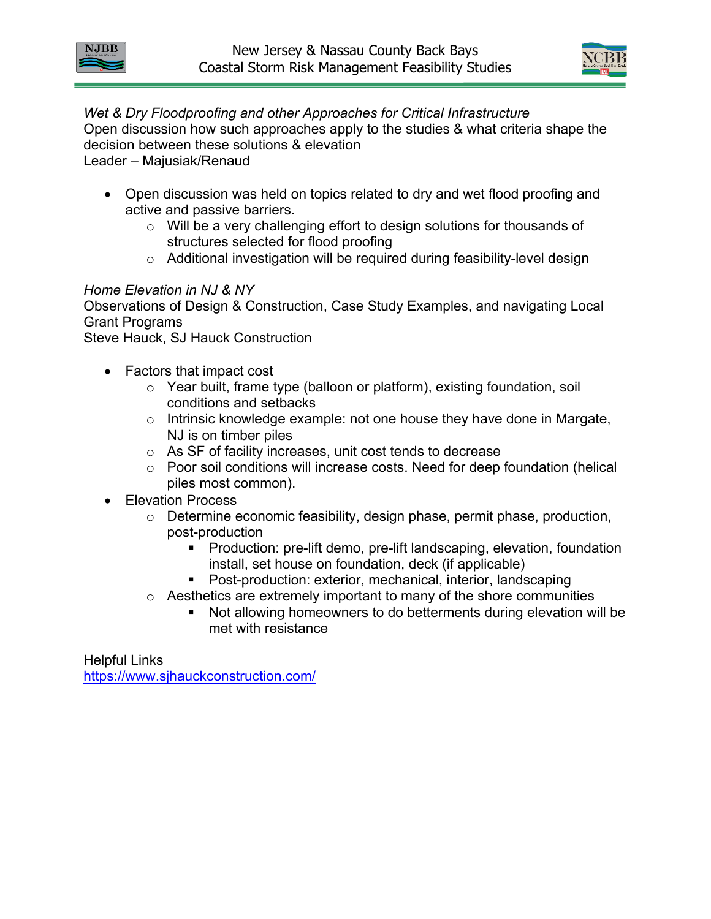*Wet & Dry Floodproofing and other Approaches for Critical Infrastructure*
Open discussion how such approaches apply to the studies & what criteria shape the decision between these solutions & elevation
Leader – Majusiak/Renaud

- Open discussion was held on topics related to dry and wet flood proofing and active and passive barriers.
  - Will be a very challenging effort to design solutions for thousands of structures selected for flood proofing
  - Additional investigation will be required during feasibility-level design

*Home Elevation in NJ & NY*
Observations of Design & Construction, Case Study Examples, and navigating Local Grant Programs
Steve Hauck, SJ Hauck Construction

- Factors that impact cost
  - Year built, frame type (balloon or platform), existing foundation, soil conditions and setbacks
  - Intrinsic knowledge example: not one house they have done in Margate, NJ is on timber piles
  - As SF of facility increases, unit cost tends to decrease
  - Poor soil conditions will increase costs. Need for deep foundation (helical piles most common).
- Elevation Process
  - Determine economic feasibility, design phase, permit phase, production, post-production
    - Production: pre-lift demo, pre-lift landscaping, elevation, foundation install, set house on foundation, deck (if applicable)
    - Post-production: exterior, mechanical, interior, landscaping
  - Aesthetics are extremely important to many of the shore communities
    - Not allowing homeowners to do betterments during elevation will be met with resistance

Helpful Links
[https://www.sjhauckconstruction.com/](https://www.sjhauckconstruction.com/)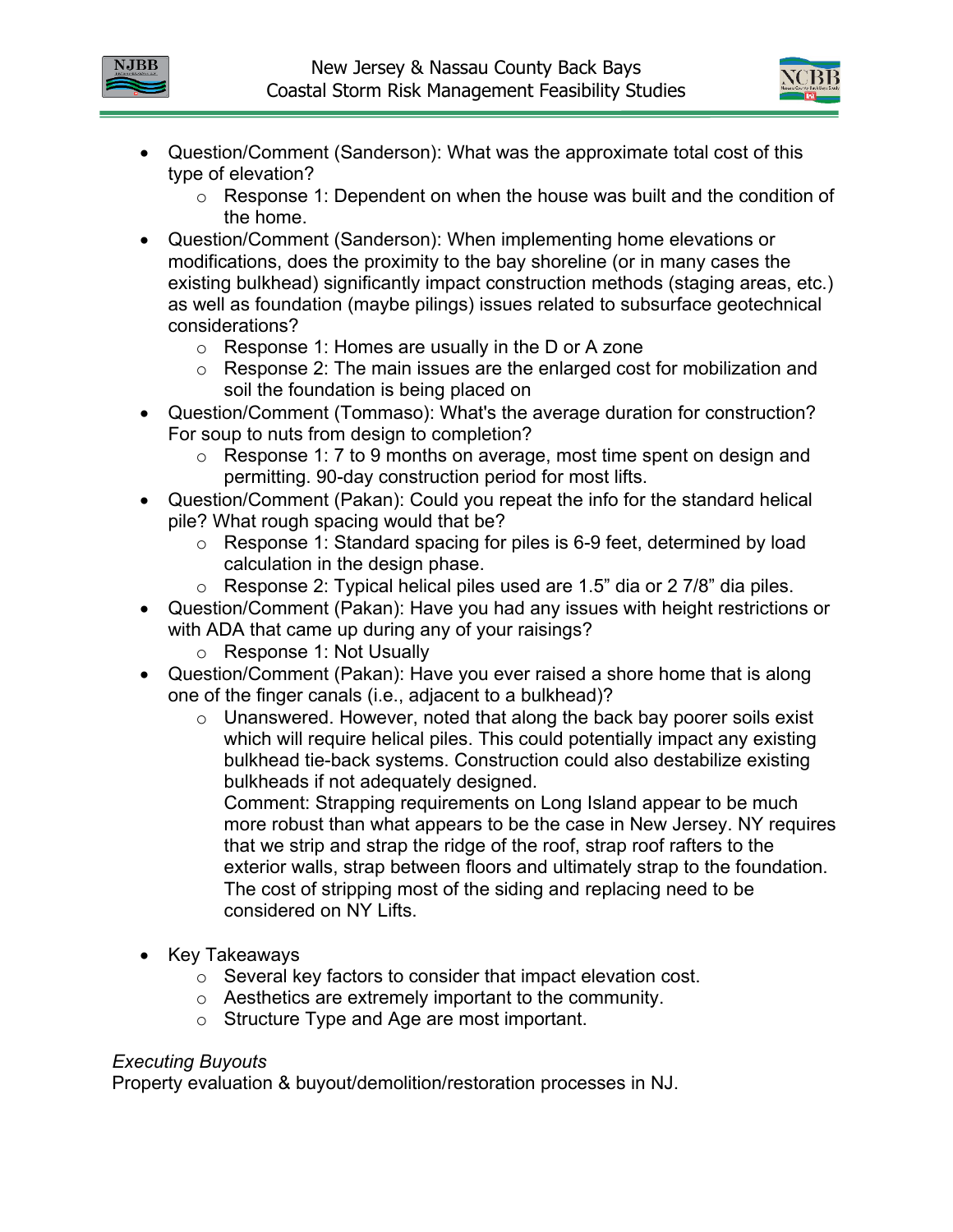- Question/Comment (Sanderson): What was the approximate total cost of this type of elevation?
    - Response 1: Dependent on when the house was built and the condition of the home.
- Question/Comment (Sanderson): When implementing home elevations or modifications, does the proximity to the bay shoreline (or in many cases the existing bulkhead) significantly impact construction methods (staging areas, etc.) as well as foundation (maybe pilings) issues related to subsurface geotechnical considerations?
    - Response 1: Homes are usually in the D or A zone
    - Response 2: The main issues are the enlarged cost for mobilization and soil the foundation is being placed on
- Question/Comment (Tommaso): What's the average duration for construction? For soup to nuts from design to completion?
    - Response 1: 7 to 9 months on average, most time spent on design and permitting. 90-day construction period for most lifts.
- Question/Comment (Pakan): Could you repeat the info for the standard helical pile? What rough spacing would that be?
    - Response 1: Standard spacing for piles is 6-9 feet, determined by load calculation in the design phase.
    - Response 2: Typical helical piles used are 1.5" dia or 2 7/8" dia piles.
- Question/Comment (Pakan): Have you had any issues with height restrictions or with ADA that came up during any of your raisings?
    - Response 1: Not Usually
- Question/Comment (Pakan): Have you ever raised a shore home that is along one of the finger canals (i.e., adjacent to a bulkhead)?
    - Unanswered. However, noted that along the back bay poorer soils exist which will require helical piles. This could potentially impact any existing bulkhead tie-back systems. Construction could also destabilize existing bulkheads if not adequately designed.
      Comment: Strapping requirements on Long Island appear to be much more robust than what appears to be the case in New Jersey. NY requires that we strip and strap the ridge of the roof, strap roof rafters to the exterior walls, strap between floors and ultimately strap to the foundation. The cost of stripping most of the siding and replacing need to be considered on NY Lifts.

- Key Takeaways
    - Several key factors to consider that impact elevation cost.
    - Aesthetics are extremely important to the community.
    - Structure Type and Age are most important.

*Executing Buyouts*
Property evaluation & buyout/demolition/restoration processes in NJ.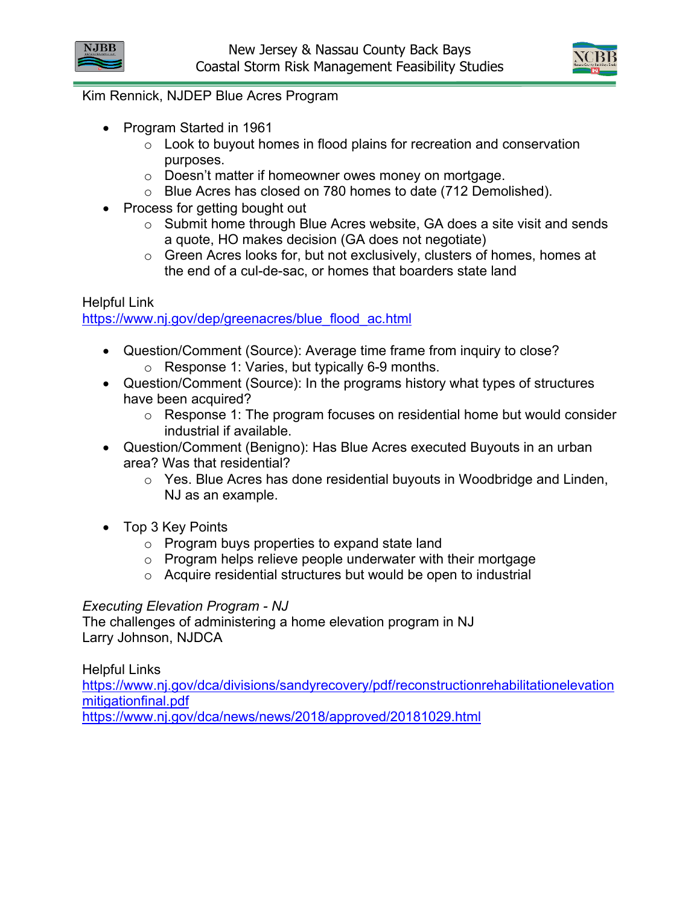Kim Rennick, NJDEP Blue Acres Program

- Program Started in 1961
  - Look to buyout homes in flood plains for recreation and conservation purposes.
  - Doesn't matter if homeowner owes money on mortgage.
  - Blue Acres has closed on 780 homes to date (712 Demolished).
- Process for getting bought out
  - Submit home through Blue Acres website, GA does a site visit and sends a quote, HO makes decision (GA does not negotiate)
  - Green Acres looks for, but not exclusively, clusters of homes, homes at the end of a cul-de-sac, or homes that boarders state land

Helpful Link
[https://www.nj.gov/dep/greenacres/blue_flood_ac.html](https://www.nj.gov/dep/greenacres/blue_flood_ac.html)

- Question/Comment (Source): Average time frame from inquiry to close?
  - Response 1: Varies, but typically 6-9 months.
- Question/Comment (Source): In the programs history what types of structures have been acquired?
  - Response 1: The program focuses on residential home but would consider industrial if available.
- Question/Comment (Benigno): Has Blue Acres executed Buyouts in an urban area? Was that residential?
  - Yes. Blue Acres has done residential buyouts in Woodbridge and Linden, NJ as an example.

- Top 3 Key Points
  - Program buys properties to expand state land
  - Program helps relieve people underwater with their mortgage
  - Acquire residential structures but would be open to industrial

*Executing Elevation Program - NJ*
The challenges of administering a home elevation program in NJ
Larry Johnson, NJDCA

Helpful Links
[https://www.nj.gov/dca/divisions/sandyrecovery/pdf/reconstructionrehabilitationelevationmitigationfinal.pdf](https://www.nj.gov/dca/divisions/sandyrecovery/pdf/reconstructionrehabilitationelevationmitigationfinal.pdf)
[https://www.nj.gov/dca/news/news/2018/approved/20181029.html](https://www.nj.gov/dca/news/news/2018/approved/20181029.html)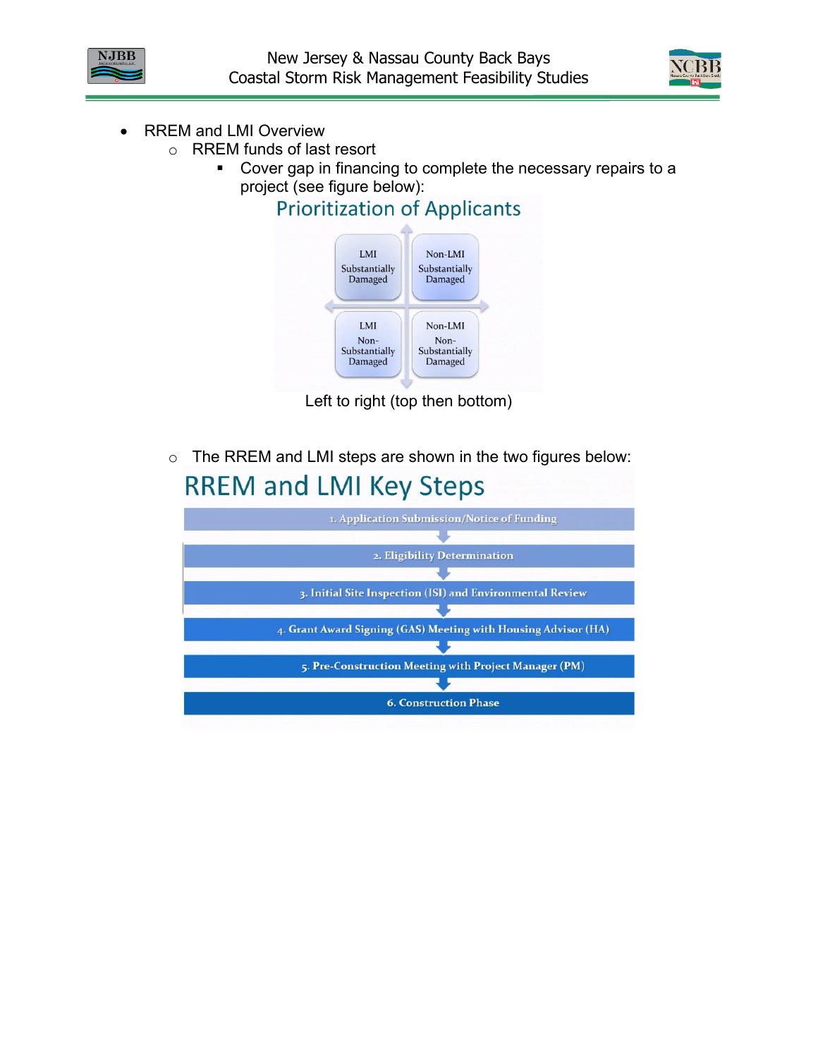- RREM and LMI Overview
  - RREM funds of last resort
    - Cover gap in financing to complete the necessary repairs to a project (see figure below):

Prioritization of Applicants

| LMI Substantially Damaged | Non-LMI Substantially Damaged |
|---|---|
| LMI Non-Substantially Damaged | Non-LMI Non-Substantially Damaged |

Left to right (top then bottom)

  - The RREM and LMI steps are shown in the two figures below:

RREM and LMI Key Steps

1. Application Submission/Notice of Funding
2. Eligibility Determination
3. Initial Site Inspection (ISI) and Environmental Review
4. Grant Award Signing (GAS) Meeting with Housing Advisor (HA)
5. Pre-Construction Meeting with Project Manager (PM)
6. Construction Phase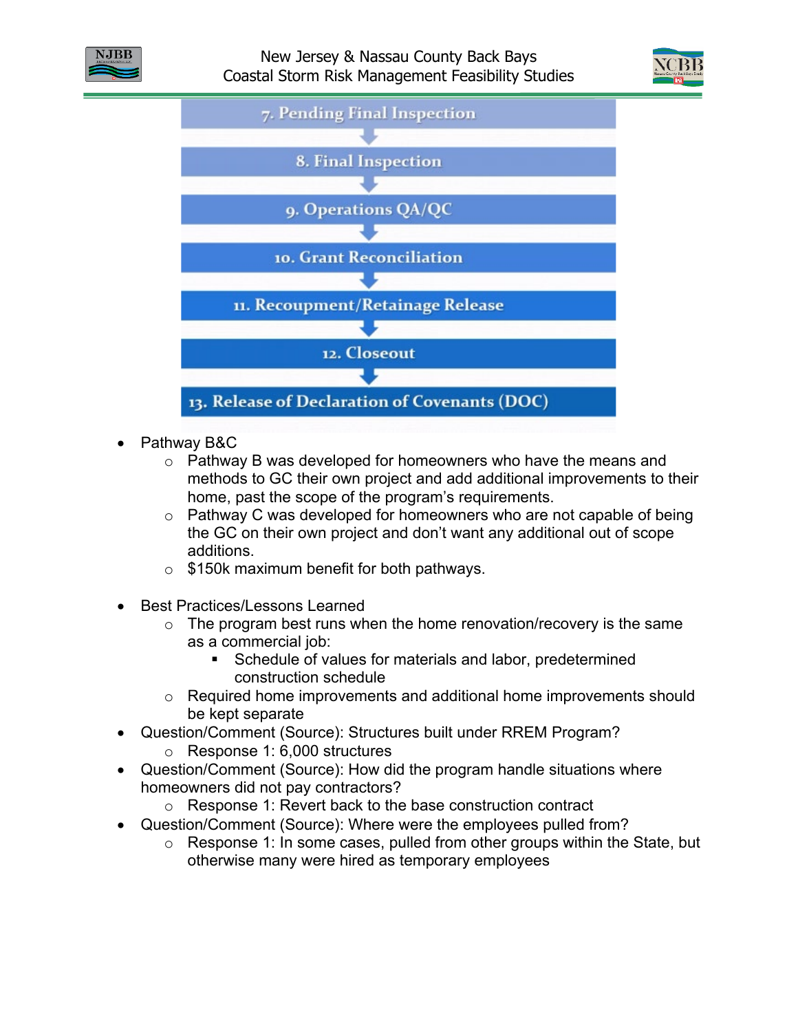7. Pending Final Inspection

8. Final Inspection

9. Operations QA/QC

10. Grant Reconciliation

11. Recoupment/Retainage Release

12. Closeout

13. Release of Declaration of Covenants (DOC)

- Pathway B&C
  - Pathway B was developed for homeowners who have the means and methods to GC their own project and add additional improvements to their home, past the scope of the program's requirements.
  - Pathway C was developed for homeowners who are not capable of being the GC on their own project and don't want any additional out of scope additions.
  - $150k maximum benefit for both pathways.

- Best Practices/Lessons Learned
  - The program best runs when the home renovation/recovery is the same as a commercial job:
    - Schedule of values for materials and labor, predetermined construction schedule
  - Required home improvements and additional home improvements should be kept separate
- Question/Comment (Source): Structures built under RREM Program?
  - Response 1: 6,000 structures
- Question/Comment (Source): How did the program handle situations where homeowners did not pay contractors?
  - Response 1: Revert back to the base construction contract
- Question/Comment (Source): Where were the employees pulled from?
  - Response 1: In some cases, pulled from other groups within the State, but otherwise many were hired as temporary employees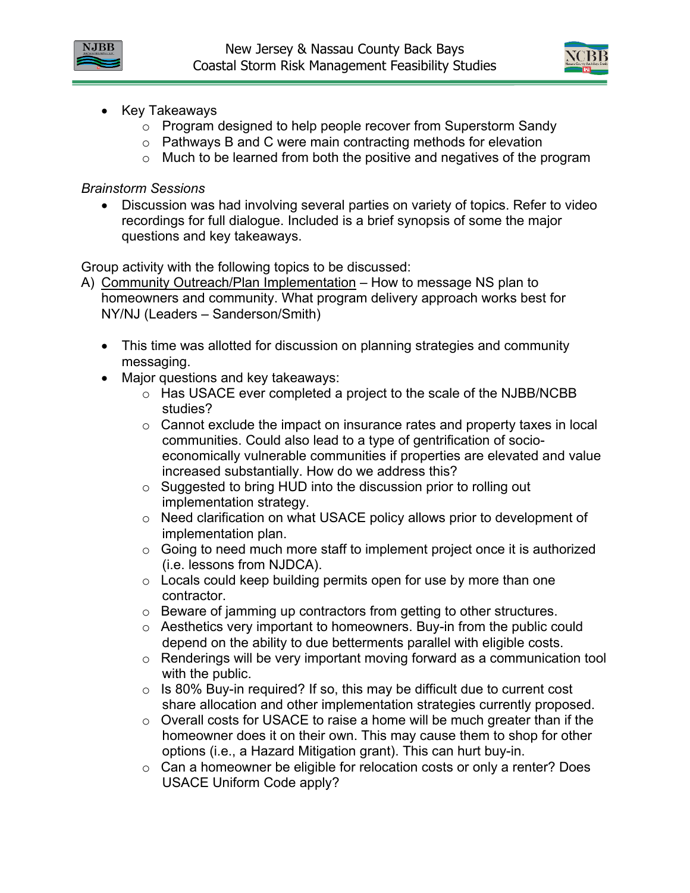- Key Takeaways
    - Program designed to help people recover from Superstorm Sandy
    - Pathways B and C were main contracting methods for elevation
    - Much to be learned from both the positive and negatives of the program

*Brainstorm Sessions*

- Discussion was had involving several parties on variety of topics. Refer to video recordings for full dialogue. Included is a brief synopsis of some the major questions and key takeaways.

Group activity with the following topics to be discussed:

A) Community Outreach/Plan Implementation – How to message NS plan to homeowners and community. What program delivery approach works best for NY/NJ (Leaders – Sanderson/Smith)

- This time was allotted for discussion on planning strategies and community messaging.
- Major questions and key takeaways:
    - Has USACE ever completed a project to the scale of the NJBB/NCBB studies?
    - Cannot exclude the impact on insurance rates and property taxes in local communities. Could also lead to a type of gentrification of socio-economically vulnerable communities if properties are elevated and value increased substantially. How do we address this?
    - Suggested to bring HUD into the discussion prior to rolling out implementation strategy.
    - Need clarification on what USACE policy allows prior to development of implementation plan.
    - Going to need much more staff to implement project once it is authorized (i.e. lessons from NJDCA).
    - Locals could keep building permits open for use by more than one contractor.
    - Beware of jamming up contractors from getting to other structures.
    - Aesthetics very important to homeowners. Buy-in from the public could depend on the ability to due betterments parallel with eligible costs.
    - Renderings will be very important moving forward as a communication tool with the public.
    - Is 80% Buy-in required? If so, this may be difficult due to current cost share allocation and other implementation strategies currently proposed.
    - Overall costs for USACE to raise a home will be much greater than if the homeowner does it on their own. This may cause them to shop for other options (i.e., a Hazard Mitigation grant). This can hurt buy-in.
    - Can a homeowner be eligible for relocation costs or only a renter? Does USACE Uniform Code apply?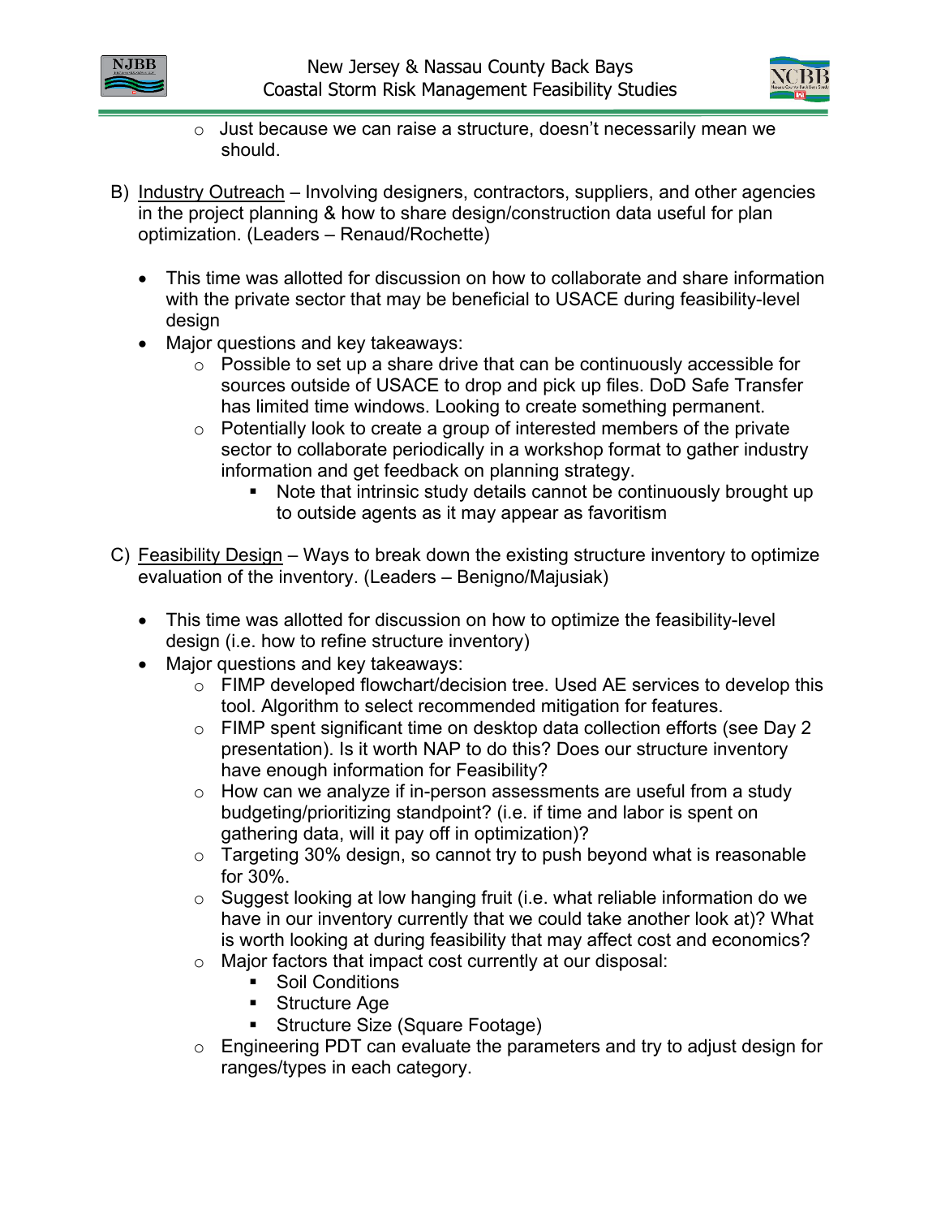- Just because we can raise a structure, doesn't necessarily mean we should.

B) <u>Industry Outreach</u> – Involving designers, contractors, suppliers, and other agencies in the project planning & how to share design/construction data useful for plan optimization. (Leaders – Renaud/Rochette)

- This time was allotted for discussion on how to collaborate and share information with the private sector that may be beneficial to USACE during feasibility-level design
- Major questions and key takeaways:
  - Possible to set up a share drive that can be continuously accessible for sources outside of USACE to drop and pick up files. DoD Safe Transfer has limited time windows. Looking to create something permanent.
  - Potentially look to create a group of interested members of the private sector to collaborate periodically in a workshop format to gather industry information and get feedback on planning strategy.
    - Note that intrinsic study details cannot be continuously brought up to outside agents as it may appear as favoritism

C) <u>Feasibility Design</u> – Ways to break down the existing structure inventory to optimize evaluation of the inventory. (Leaders – Benigno/Majusiak)

- This time was allotted for discussion on how to optimize the feasibility-level design (i.e. how to refine structure inventory)
- Major questions and key takeaways:
  - FIMP developed flowchart/decision tree. Used AE services to develop this tool. Algorithm to select recommended mitigation for features.
  - FIMP spent significant time on desktop data collection efforts (see Day 2 presentation). Is it worth NAP to do this? Does our structure inventory have enough information for Feasibility?
  - How can we analyze if in-person assessments are useful from a study budgeting/prioritizing standpoint? (i.e. if time and labor is spent on gathering data, will it pay off in optimization)?
  - Targeting 30% design, so cannot try to push beyond what is reasonable for 30%.
  - Suggest looking at low hanging fruit (i.e. what reliable information do we have in our inventory currently that we could take another look at)? What is worth looking at during feasibility that may affect cost and economics?
  - Major factors that impact cost currently at our disposal:
    - Soil Conditions
    - Structure Age
    - Structure Size (Square Footage)
  - Engineering PDT can evaluate the parameters and try to adjust design for ranges/types in each category.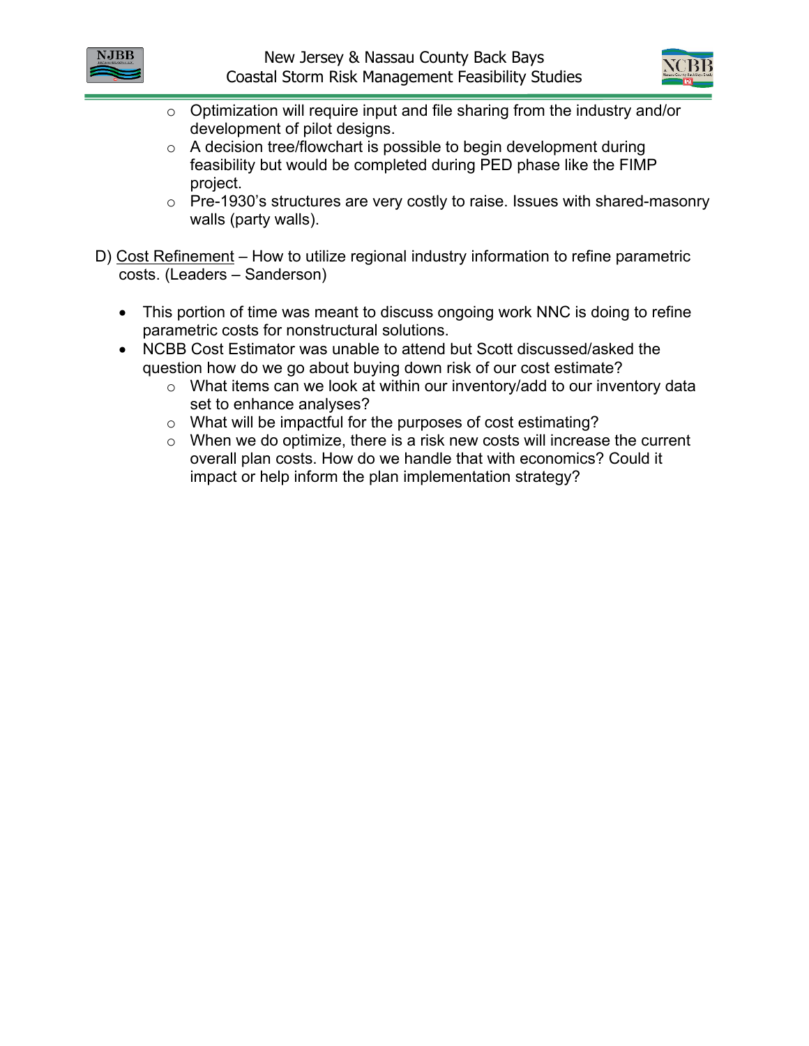- Optimization will require input and file sharing from the industry and/or development of pilot designs.
  - A decision tree/flowchart is possible to begin development during feasibility but would be completed during PED phase like the FIMP project.
  - Pre-1930's structures are very costly to raise. Issues with shared-masonry walls (party walls).

D) Cost Refinement – How to utilize regional industry information to refine parametric costs. (Leaders – Sanderson)

- This portion of time was meant to discuss ongoing work NNC is doing to refine parametric costs for nonstructural solutions.
- NCBB Cost Estimator was unable to attend but Scott discussed/asked the question how do we go about buying down risk of our cost estimate?
  - What items can we look at within our inventory/add to our inventory data set to enhance analyses?
  - What will be impactful for the purposes of cost estimating?
  - When we do optimize, there is a risk new costs will increase the current overall plan costs. How do we handle that with economics? Could it impact or help inform the plan implementation strategy?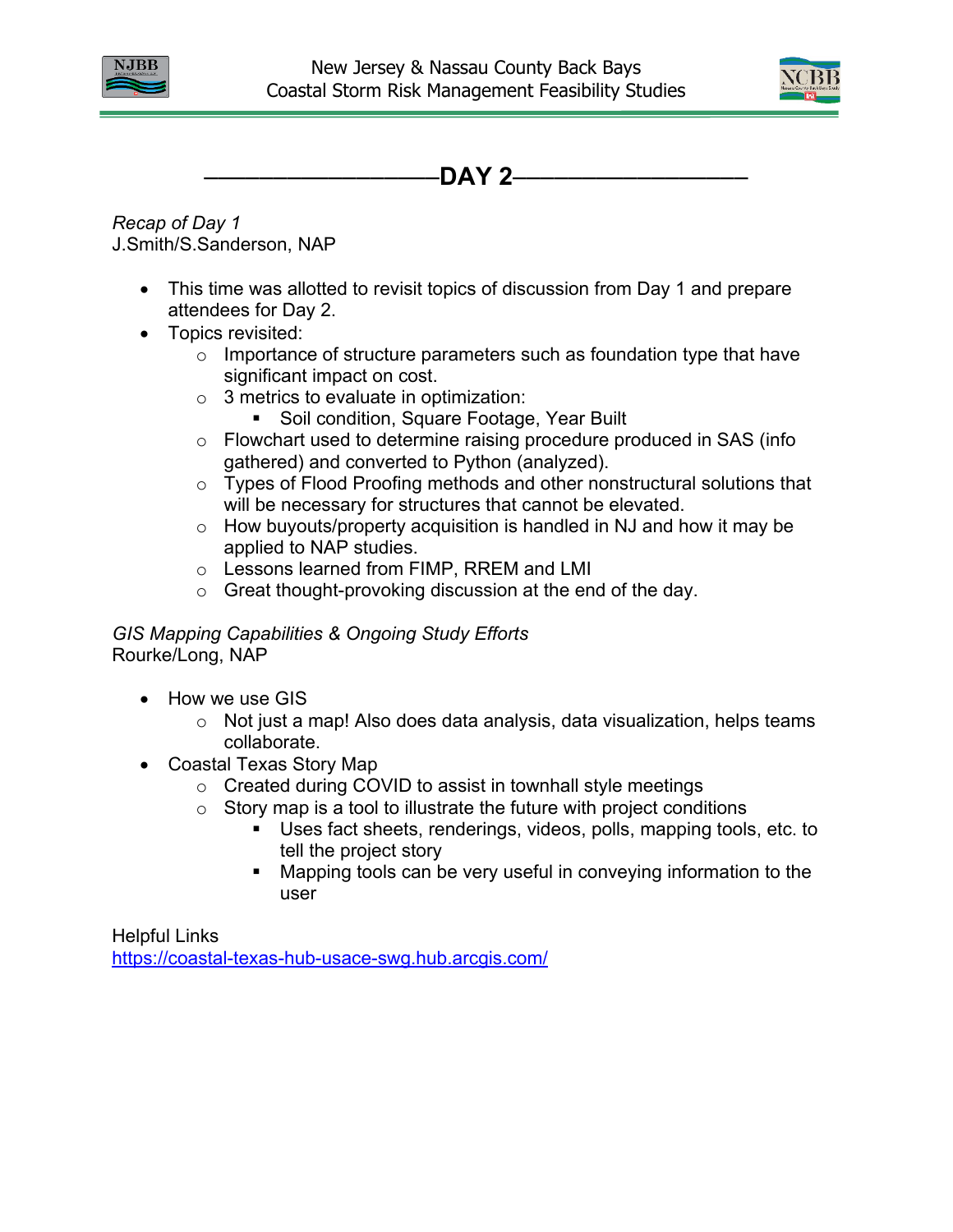## DAY 2

*Recap of Day 1*
J.Smith/S.Sanderson, NAP

- This time was allotted to revisit topics of discussion from Day 1 and prepare attendees for Day 2.
- Topics revisited:
  - Importance of structure parameters such as foundation type that have significant impact on cost.
  - 3 metrics to evaluate in optimization:
    - Soil condition, Square Footage, Year Built
  - Flowchart used to determine raising procedure produced in SAS (info gathered) and converted to Python (analyzed).
  - Types of Flood Proofing methods and other nonstructural solutions that will be necessary for structures that cannot be elevated.
  - How buyouts/property acquisition is handled in NJ and how it may be applied to NAP studies.
  - Lessons learned from FIMP, RREM and LMI
  - Great thought-provoking discussion at the end of the day.

*GIS Mapping Capabilities & Ongoing Study Efforts*
Rourke/Long, NAP

- How we use GIS
  - Not just a map! Also does data analysis, data visualization, helps teams collaborate.
- Coastal Texas Story Map
  - Created during COVID to assist in townhall style meetings
  - Story map is a tool to illustrate the future with project conditions
    - Uses fact sheets, renderings, videos, polls, mapping tools, etc. to tell the project story
    - Mapping tools can be very useful in conveying information to the user

Helpful Links
https://coastal-texas-hub-usace-swg.hub.arcgis.com/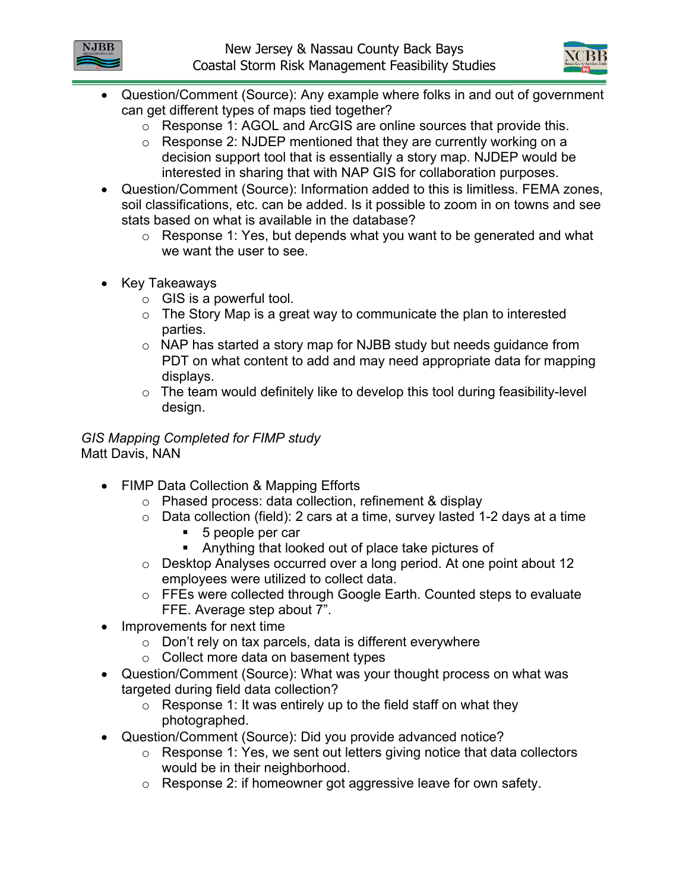- Question/Comment (Source): Any example where folks in and out of government can get different types of maps tied together?
    - Response 1: AGOL and ArcGIS are online sources that provide this.
    - Response 2: NJDEP mentioned that they are currently working on a decision support tool that is essentially a story map. NJDEP would be interested in sharing that with NAP GIS for collaboration purposes.
- Question/Comment (Source): Information added to this is limitless. FEMA zones, soil classifications, etc. can be added. Is it possible to zoom in on towns and see stats based on what is available in the database?
    - Response 1: Yes, but depends what you want to be generated and what we want the user to see.

- Key Takeaways
    - GIS is a powerful tool.
    - The Story Map is a great way to communicate the plan to interested parties.
    - NAP has started a story map for NJBB study but needs guidance from PDT on what content to add and may need appropriate data for mapping displays.
    - The team would definitely like to develop this tool during feasibility-level design.

*GIS Mapping Completed for FIMP study*
Matt Davis, NAN

- FIMP Data Collection & Mapping Efforts
    - Phased process: data collection, refinement & display
    - Data collection (field): 2 cars at a time, survey lasted 1-2 days at a time
        - 5 people per car
        - Anything that looked out of place take pictures of
    - Desktop Analyses occurred over a long period. At one point about 12 employees were utilized to collect data.
    - FFEs were collected through Google Earth. Counted steps to evaluate FFE. Average step about 7".
- Improvements for next time
    - Don't rely on tax parcels, data is different everywhere
    - Collect more data on basement types
- Question/Comment (Source): What was your thought process on what was targeted during field data collection?
    - Response 1: It was entirely up to the field staff on what they photographed.
- Question/Comment (Source): Did you provide advanced notice?
    - Response 1: Yes, we sent out letters giving notice that data collectors would be in their neighborhood.
    - Response 2: if homeowner got aggressive leave for own safety.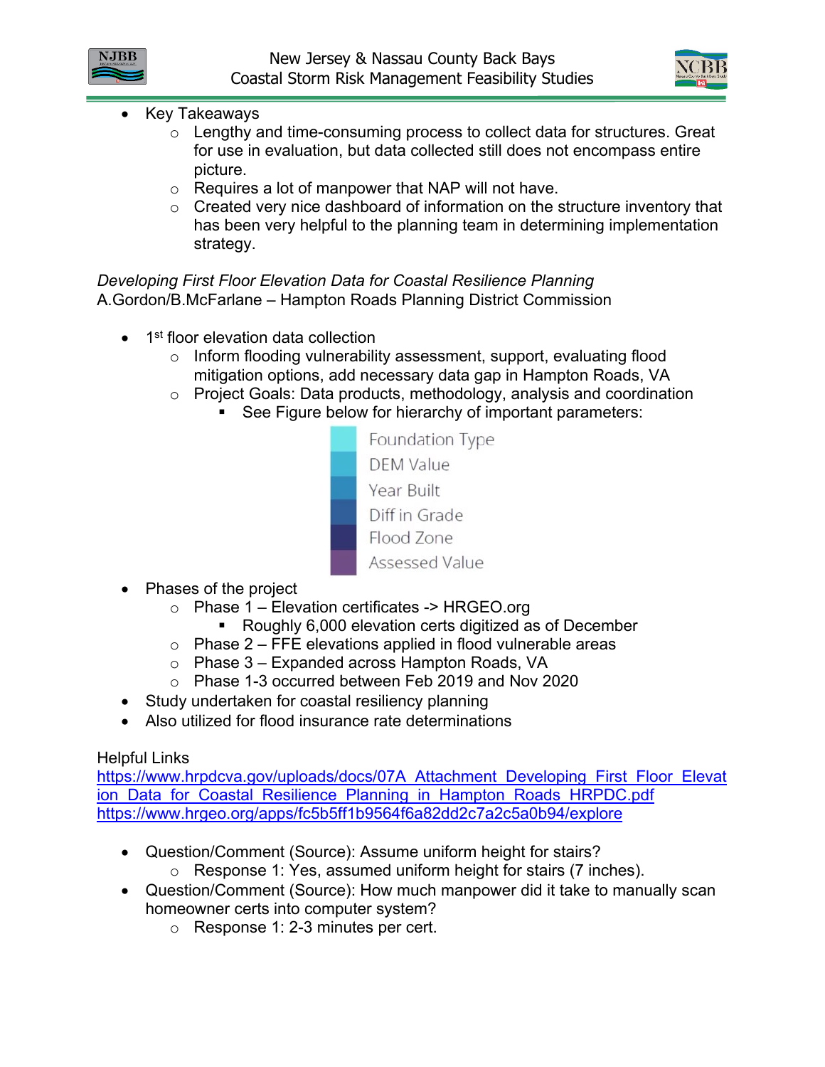- Key Takeaways
    - Lengthy and time-consuming process to collect data for structures. Great for use in evaluation, but data collected still does not encompass entire picture.
    - Requires a lot of manpower that NAP will not have.
    - Created very nice dashboard of information on the structure inventory that has been very helpful to the planning team in determining implementation strategy.

*Developing First Floor Elevation Data for Coastal Resilience Planning*
A.Gordon/B.McFarlane – Hampton Roads Planning District Commission

- 1st floor elevation data collection
    - Inform flooding vulnerability assessment, support, evaluating flood mitigation options, add necessary data gap in Hampton Roads, VA
    - Project Goals: Data products, methodology, analysis and coordination
        - See Figure below for hierarchy of important parameters:

Foundation Type
DEM Value
Year Built
Diff in Grade
Flood Zone
Assessed Value

- Phases of the project
    - Phase 1 – Elevation certificates -> HRGEO.org
        - Roughly 6,000 elevation certs digitized as of December
    - Phase 2 – FFE elevations applied in flood vulnerable areas
    - Phase 3 – Expanded across Hampton Roads, VA
    - Phase 1-3 occurred between Feb 2019 and Nov 2020
- Study undertaken for coastal resiliency planning
- Also utilized for flood insurance rate determinations

Helpful Links
https://www.hrpdcva.gov/uploads/docs/07A_Attachment_Developing_First_Floor_Elevation_Data_for_Coastal_Resilience_Planning_in_Hampton_Roads_HRPDC.pdf
https://www.hrgeo.org/apps/fc5b5ff1b9564f6a82dd2c7a2c5a0b94/explore

- Question/Comment (Source): Assume uniform height for stairs?
    - Response 1: Yes, assumed uniform height for stairs (7 inches).
- Question/Comment (Source): How much manpower did it take to manually scan homeowner certs into computer system?
    - Response 1: 2-3 minutes per cert.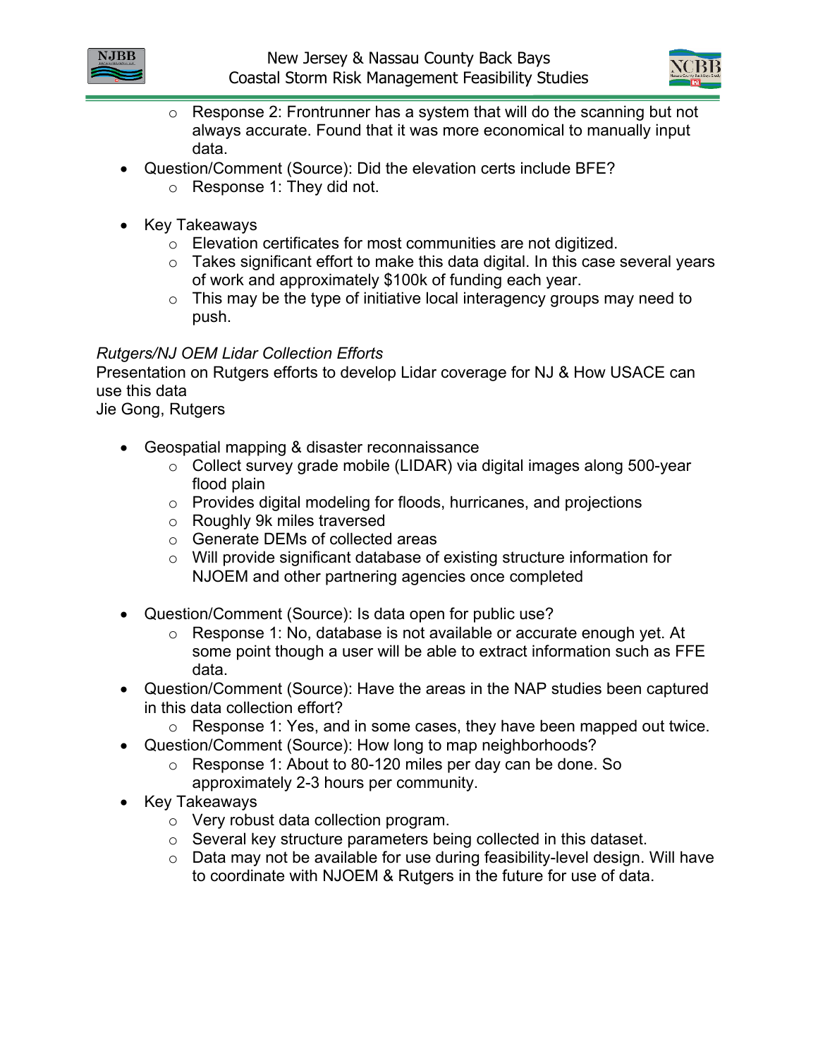- Response 2: Frontrunner has a system that will do the scanning but not always accurate. Found that it was more economical to manually input data.
- Question/Comment (Source): Did the elevation certs include BFE?
  - Response 1: They did not.

- Key Takeaways
  - Elevation certificates for most communities are not digitized.
  - Takes significant effort to make this data digital. In this case several years of work and approximately $100k of funding each year.
  - This may be the type of initiative local interagency groups may need to push.

*Rutgers/NJ OEM Lidar Collection Efforts*
Presentation on Rutgers efforts to develop Lidar coverage for NJ & How USACE can use this data
Jie Gong, Rutgers

- Geospatial mapping & disaster reconnaissance
  - Collect survey grade mobile (LIDAR) via digital images along 500-year flood plain
  - Provides digital modeling for floods, hurricanes, and projections
  - Roughly 9k miles traversed
  - Generate DEMs of collected areas
  - Will provide significant database of existing structure information for NJOEM and other partnering agencies once completed

- Question/Comment (Source): Is data open for public use?
  - Response 1: No, database is not available or accurate enough yet. At some point though a user will be able to extract information such as FFE data.
- Question/Comment (Source): Have the areas in the NAP studies been captured in this data collection effort?
  - Response 1: Yes, and in some cases, they have been mapped out twice.
- Question/Comment (Source): How long to map neighborhoods?
  - Response 1: About to 80-120 miles per day can be done. So approximately 2-3 hours per community.
- Key Takeaways
  - Very robust data collection program.
  - Several key structure parameters being collected in this dataset.
  - Data may not be available for use during feasibility-level design. Will have to coordinate with NJOEM & Rutgers in the future for use of data.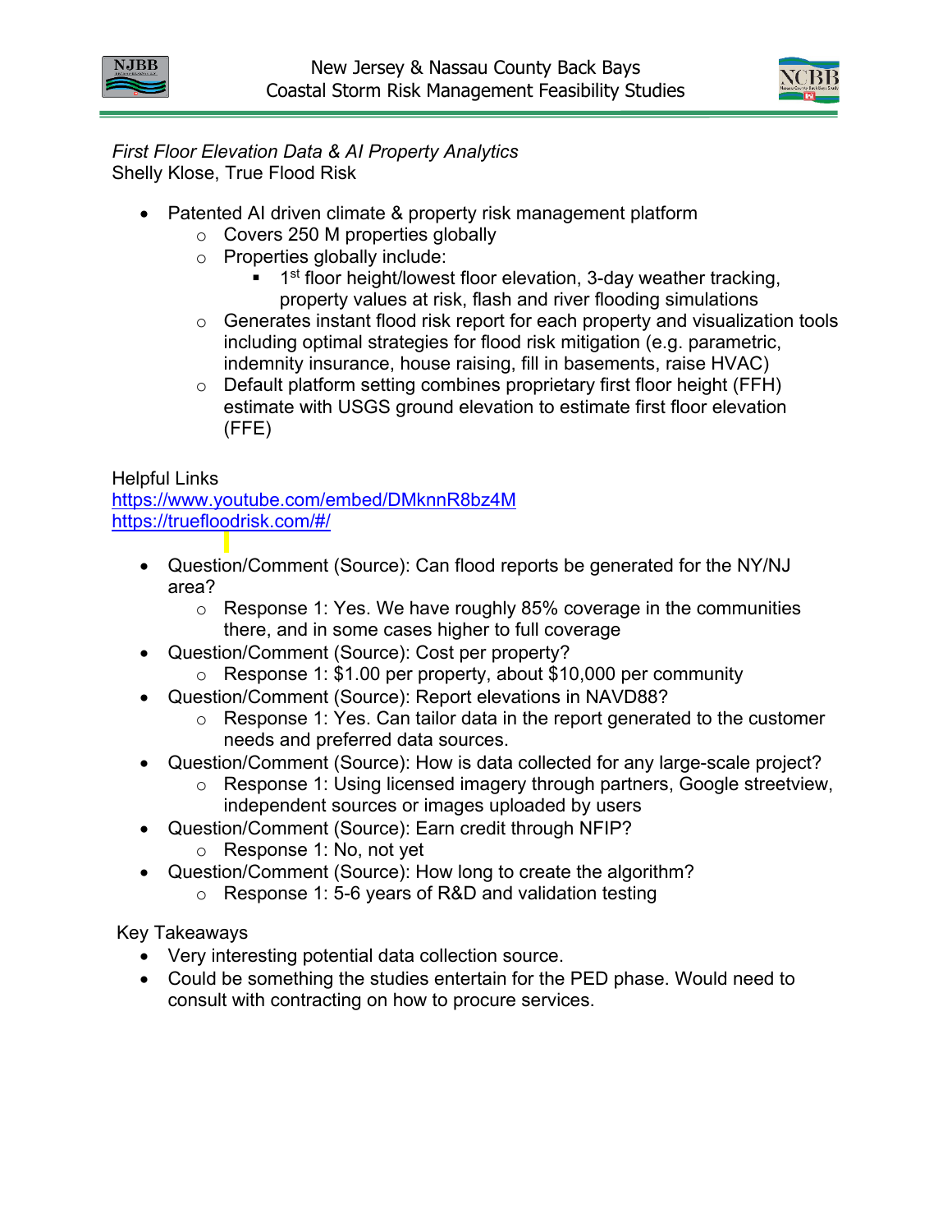*First Floor Elevation Data & AI Property Analytics*
Shelly Klose, True Flood Risk

- Patented AI driven climate & property risk management platform
  - Covers 250 M properties globally
  - Properties globally include:
    - 1st floor height/lowest floor elevation, 3-day weather tracking, property values at risk, flash and river flooding simulations
  - Generates instant flood risk report for each property and visualization tools including optimal strategies for flood risk mitigation (e.g. parametric, indemnity insurance, house raising, fill in basements, raise HVAC)
  - Default platform setting combines proprietary first floor height (FFH) estimate with USGS ground elevation to estimate first floor elevation (FFE)

Helpful Links
https://www.youtube.com/embed/DMknnR8bz4M
https://truefloodrisk.com/#/

- Question/Comment (Source): Can flood reports be generated for the NY/NJ area?
  - Response 1: Yes. We have roughly 85% coverage in the communities there, and in some cases higher to full coverage
- Question/Comment (Source): Cost per property?
  - Response 1: $1.00 per property, about $10,000 per community
- Question/Comment (Source): Report elevations in NAVD88?
  - Response 1: Yes. Can tailor data in the report generated to the customer needs and preferred data sources.
- Question/Comment (Source): How is data collected for any large-scale project?
  - Response 1: Using licensed imagery through partners, Google streetview, independent sources or images uploaded by users
- Question/Comment (Source): Earn credit through NFIP?
  - Response 1: No, not yet
- Question/Comment (Source): How long to create the algorithm?
  - Response 1: 5-6 years of R&D and validation testing

Key Takeaways

- Very interesting potential data collection source.
- Could be something the studies entertain for the PED phase. Would need to consult with contracting on how to procure services.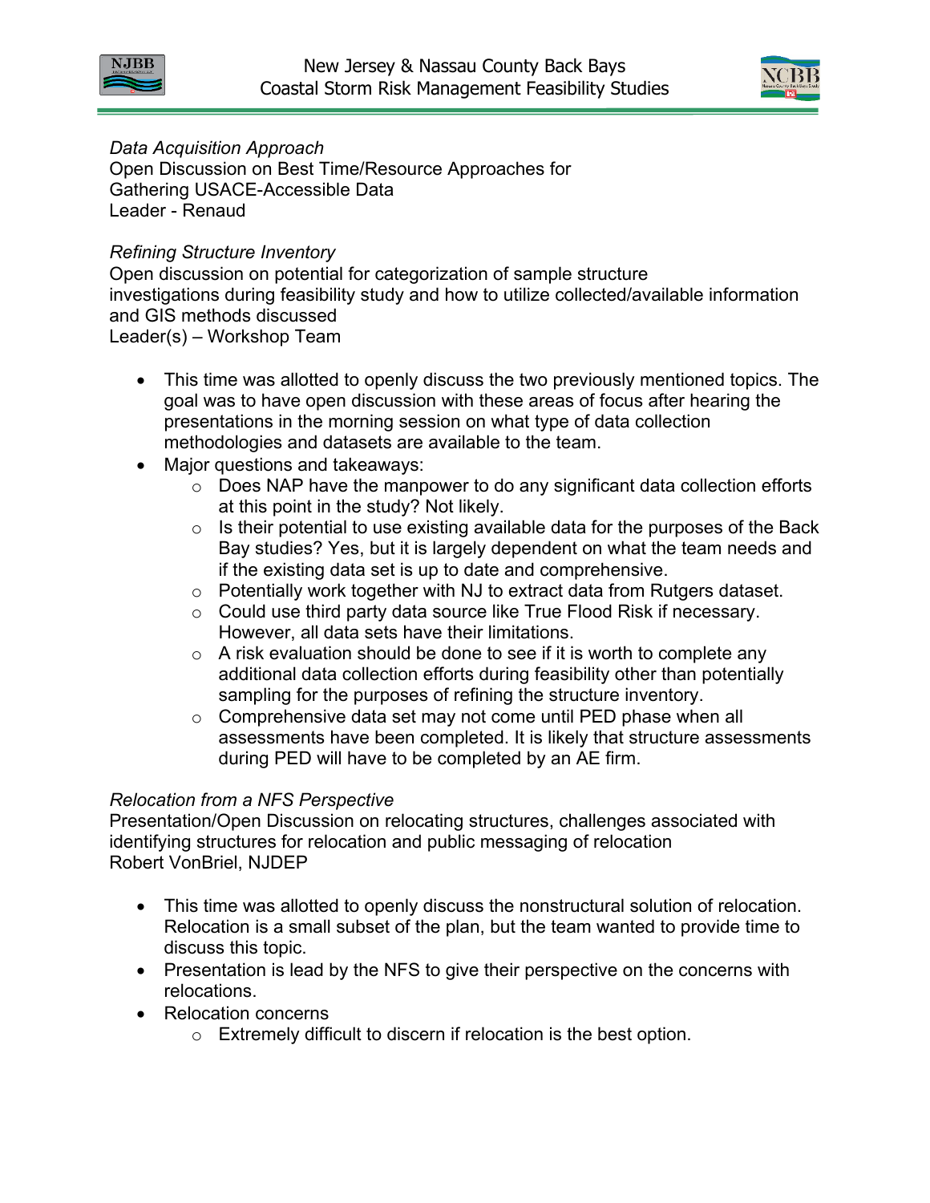*Data Acquisition Approach*
Open Discussion on Best Time/Resource Approaches for Gathering USACE-Accessible Data
Leader - Renaud

*Refining Structure Inventory*
Open discussion on potential for categorization of sample structure investigations during feasibility study and how to utilize collected/available information and GIS methods discussed
Leader(s) – Workshop Team

- This time was allotted to openly discuss the two previously mentioned topics. The goal was to have open discussion with these areas of focus after hearing the presentations in the morning session on what type of data collection methodologies and datasets are available to the team.
- Major questions and takeaways:
  - Does NAP have the manpower to do any significant data collection efforts at this point in the study? Not likely.
  - Is their potential to use existing available data for the purposes of the Back Bay studies? Yes, but it is largely dependent on what the team needs and if the existing data set is up to date and comprehensive.
  - Potentially work together with NJ to extract data from Rutgers dataset.
  - Could use third party data source like True Flood Risk if necessary. However, all data sets have their limitations.
  - A risk evaluation should be done to see if it is worth to complete any additional data collection efforts during feasibility other than potentially sampling for the purposes of refining the structure inventory.
  - Comprehensive data set may not come until PED phase when all assessments have been completed. It is likely that structure assessments during PED will have to be completed by an AE firm.

*Relocation from a NFS Perspective*
Presentation/Open Discussion on relocating structures, challenges associated with identifying structures for relocation and public messaging of relocation
Robert VonBriel, NJDEP

- This time was allotted to openly discuss the nonstructural solution of relocation. Relocation is a small subset of the plan, but the team wanted to provide time to discuss this topic.
- Presentation is lead by the NFS to give their perspective on the concerns with relocations.
- Relocation concerns
  - Extremely difficult to discern if relocation is the best option.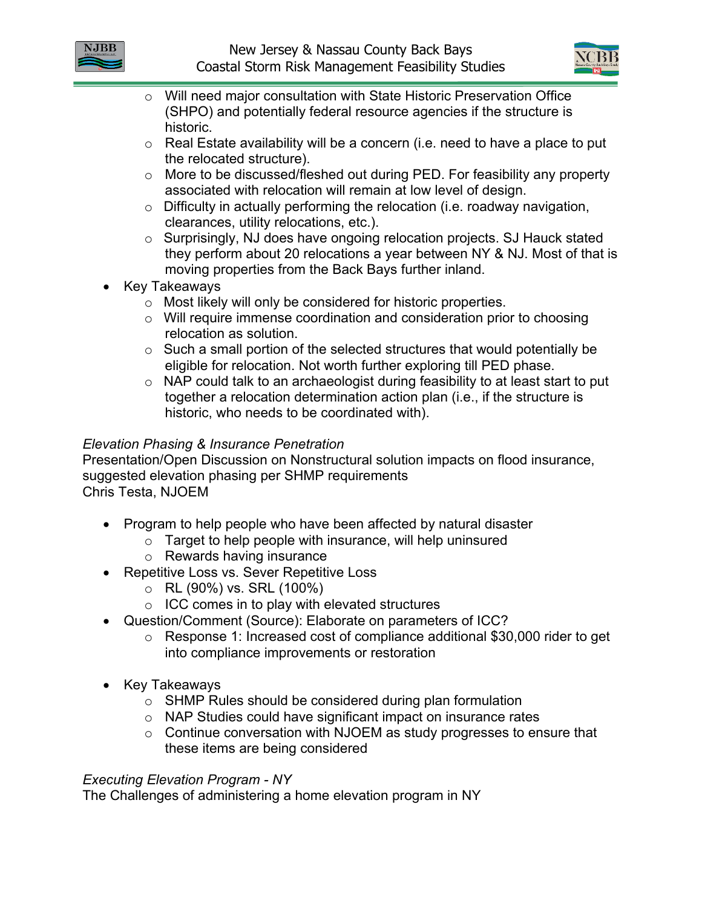- Will need major consultation with State Historic Preservation Office (SHPO) and potentially federal resource agencies if the structure is historic.
  - Real Estate availability will be a concern (i.e. need to have a place to put the relocated structure).
  - More to be discussed/fleshed out during PED. For feasibility any property associated with relocation will remain at low level of design.
  - Difficulty in actually performing the relocation (i.e. roadway navigation, clearances, utility relocations, etc.).
  - Surprisingly, NJ does have ongoing relocation projects. SJ Hauck stated they perform about 20 relocations a year between NY & NJ. Most of that is moving properties from the Back Bays further inland.
- Key Takeaways
  - Most likely will only be considered for historic properties.
  - Will require immense coordination and consideration prior to choosing relocation as solution.
  - Such a small portion of the selected structures that would potentially be eligible for relocation. Not worth further exploring till PED phase.
  - NAP could talk to an archaeologist during feasibility to at least start to put together a relocation determination action plan (i.e., if the structure is historic, who needs to be coordinated with).

*Elevation Phasing & Insurance Penetration*
Presentation/Open Discussion on Nonstructural solution impacts on flood insurance, suggested elevation phasing per SHMP requirements
Chris Testa, NJOEM

- Program to help people who have been affected by natural disaster
  - Target to help people with insurance, will help uninsured
  - Rewards having insurance
- Repetitive Loss vs. Sever Repetitive Loss
  - RL (90%) vs. SRL (100%)
  - ICC comes in to play with elevated structures
- Question/Comment (Source): Elaborate on parameters of ICC?
  - Response 1: Increased cost of compliance additional $30,000 rider to get into compliance improvements or restoration

- Key Takeaways
  - SHMP Rules should be considered during plan formulation
  - NAP Studies could have significant impact on insurance rates
  - Continue conversation with NJOEM as study progresses to ensure that these items are being considered

*Executing Elevation Program - NY*
The Challenges of administering a home elevation program in NY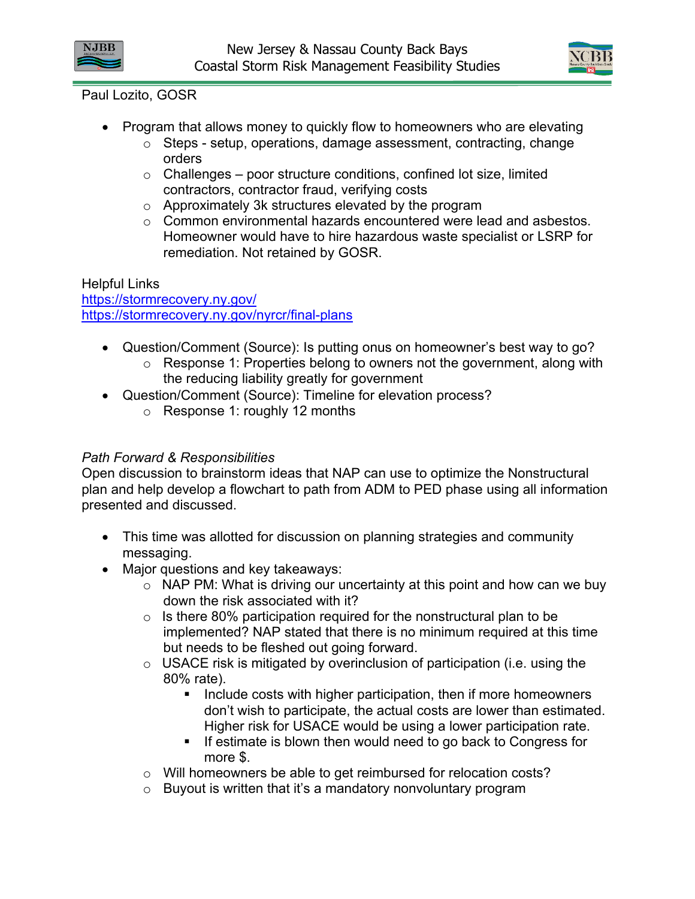Paul Lozito, GOSR

- Program that allows money to quickly flow to homeowners who are elevating
  - Steps - setup, operations, damage assessment, contracting, change orders
  - Challenges – poor structure conditions, confined lot size, limited contractors, contractor fraud, verifying costs
  - Approximately 3k structures elevated by the program
  - Common environmental hazards encountered were lead and asbestos. Homeowner would have to hire hazardous waste specialist or LSRP for remediation. Not retained by GOSR.

Helpful Links
https://stormrecovery.ny.gov/
https://stormrecovery.ny.gov/nyrcr/final-plans

- Question/Comment (Source): Is putting onus on homeowner's best way to go?
  - Response 1: Properties belong to owners not the government, along with the reducing liability greatly for government
- Question/Comment (Source): Timeline for elevation process?
  - Response 1: roughly 12 months

*Path Forward & Responsibilities*
Open discussion to brainstorm ideas that NAP can use to optimize the Nonstructural plan and help develop a flowchart to path from ADM to PED phase using all information presented and discussed.

- This time was allotted for discussion on planning strategies and community messaging.
- Major questions and key takeaways:
  - NAP PM: What is driving our uncertainty at this point and how can we buy down the risk associated with it?
  - Is there 80% participation required for the nonstructural plan to be implemented? NAP stated that there is no minimum required at this time but needs to be fleshed out going forward.
  - USACE risk is mitigated by overinclusion of participation (i.e. using the 80% rate).
    - Include costs with higher participation, then if more homeowners don't wish to participate, the actual costs are lower than estimated. Higher risk for USACE would be using a lower participation rate.
    - If estimate is blown then would need to go back to Congress for more $.
  - Will homeowners be able to get reimbursed for relocation costs?
  - Buyout is written that it's a mandatory nonvoluntary program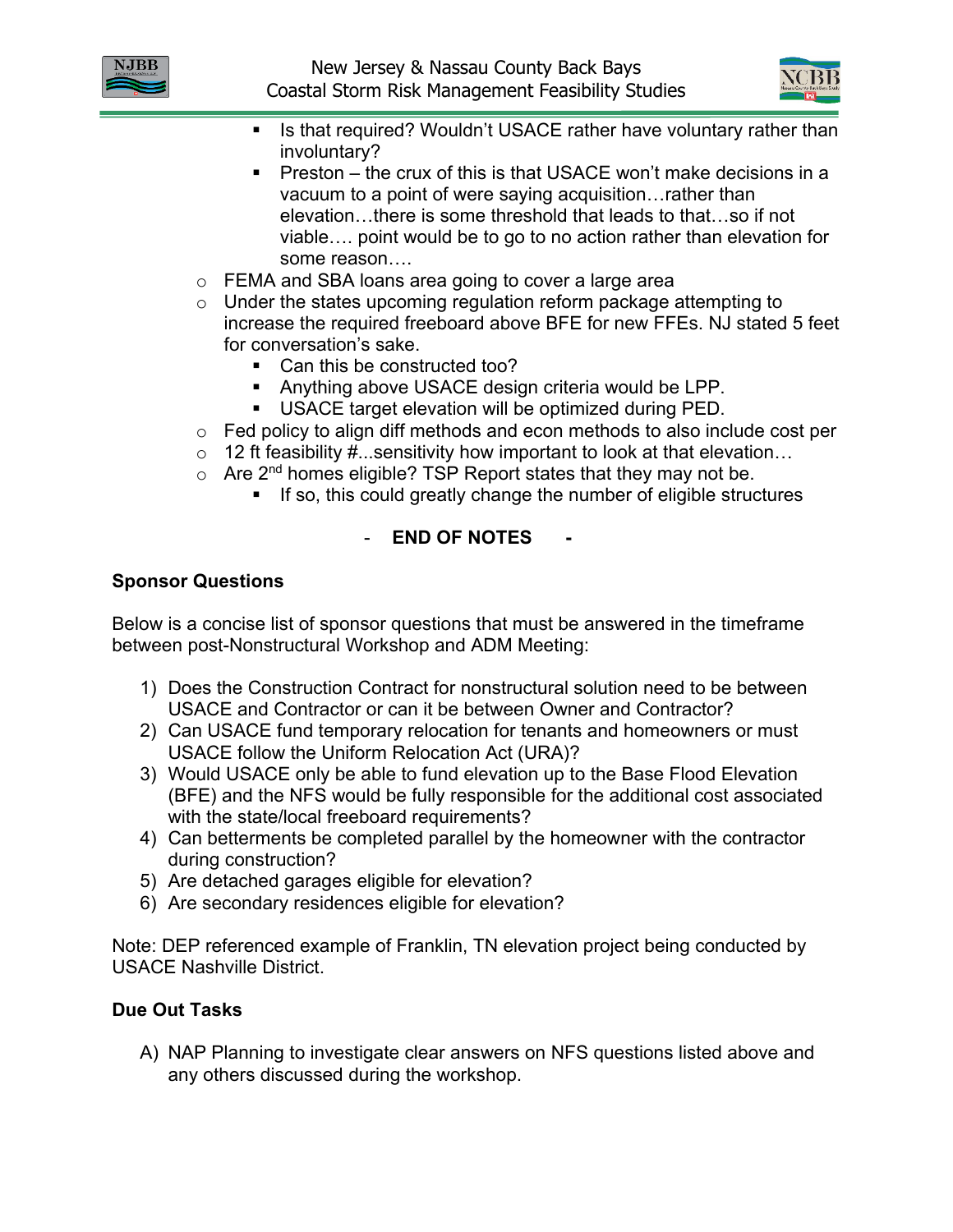- Is that required? Wouldn't USACE rather have voluntary rather than involuntary?
    - Preston – the crux of this is that USACE won't make decisions in a vacuum to a point of were saying acquisition…rather than elevation…there is some threshold that leads to that…so if not viable…. point would be to go to no action rather than elevation for some reason….
  - FEMA and SBA loans area going to cover a large area
  - Under the states upcoming regulation reform package attempting to increase the required freeboard above BFE for new FFEs. NJ stated 5 feet for conversation's sake.
    - Can this be constructed too?
    - Anything above USACE design criteria would be LPP.
    - USACE target elevation will be optimized during PED.
  - Fed policy to align diff methods and econ methods to also include cost per
  - 12 ft feasibility #...sensitivity how important to look at that elevation…
  - Are 2nd homes eligible? TSP Report states that they may not be.
    - If so, this could greatly change the number of eligible structures

**- END OF NOTES -**

**Sponsor Questions**

Below is a concise list of sponsor questions that must be answered in the timeframe between post-Nonstructural Workshop and ADM Meeting:

1) Does the Construction Contract for nonstructural solution need to be between USACE and Contractor or can it be between Owner and Contractor?
2) Can USACE fund temporary relocation for tenants and homeowners or must USACE follow the Uniform Relocation Act (URA)?
3) Would USACE only be able to fund elevation up to the Base Flood Elevation (BFE) and the NFS would be fully responsible for the additional cost associated with the state/local freeboard requirements?
4) Can betterments be completed parallel by the homeowner with the contractor during construction?
5) Are detached garages eligible for elevation?
6) Are secondary residences eligible for elevation?

Note: DEP referenced example of Franklin, TN elevation project being conducted by USACE Nashville District.

**Due Out Tasks**

A) NAP Planning to investigate clear answers on NFS questions listed above and any others discussed during the workshop.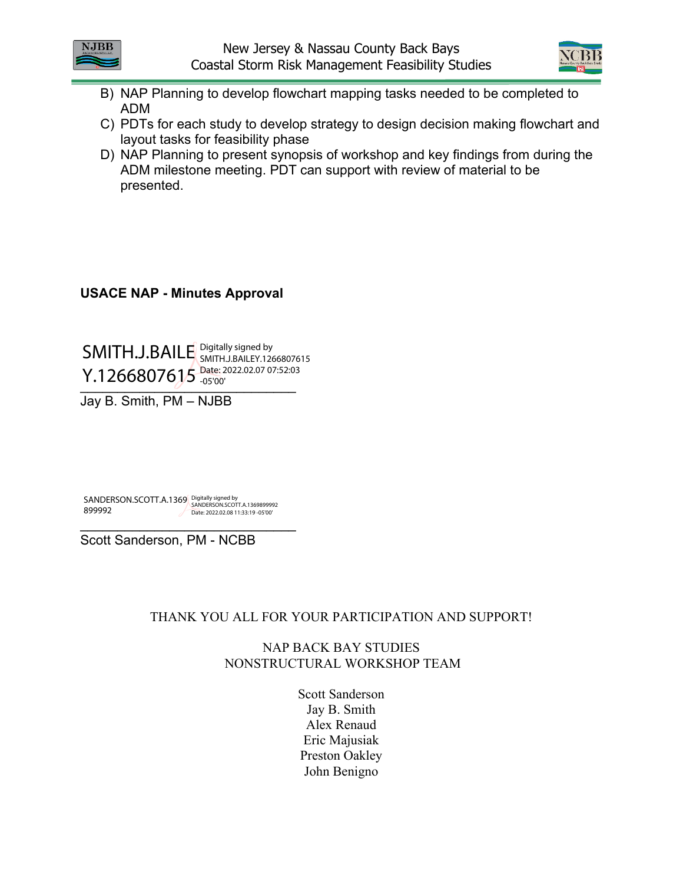B) NAP Planning to develop flowchart mapping tasks needed to be completed to ADM

C) PDTs for each study to develop strategy to design decision making flowchart and layout tasks for feasibility phase

D) NAP Planning to present synopsis of workshop and key findings from during the ADM milestone meeting. PDT can support with review of material to be presented.

**USACE NAP - Minutes Approval**

SMITH.J.BAILEY.1266807615 Digitally signed by SMITH.J.BAILEY.1266807615 Date: 2022.02.07 07:52:03 -05'00'

Jay B. Smith, PM – NJBB

SANDERSON.SCOTT.A.1369899992 Digitally signed by SANDERSON.SCOTT.A.1369899992 Date: 2022.02.08 11:33:19 -05'00'

Scott Sanderson, PM - NCBB

THANK YOU ALL FOR YOUR PARTICIPATION AND SUPPORT!

NAP BACK BAY STUDIES
NONSTRUCTURAL WORKSHOP TEAM

Scott Sanderson
Jay B. Smith
Alex Renaud
Eric Majusiak
Preston Oakley
John Benigno